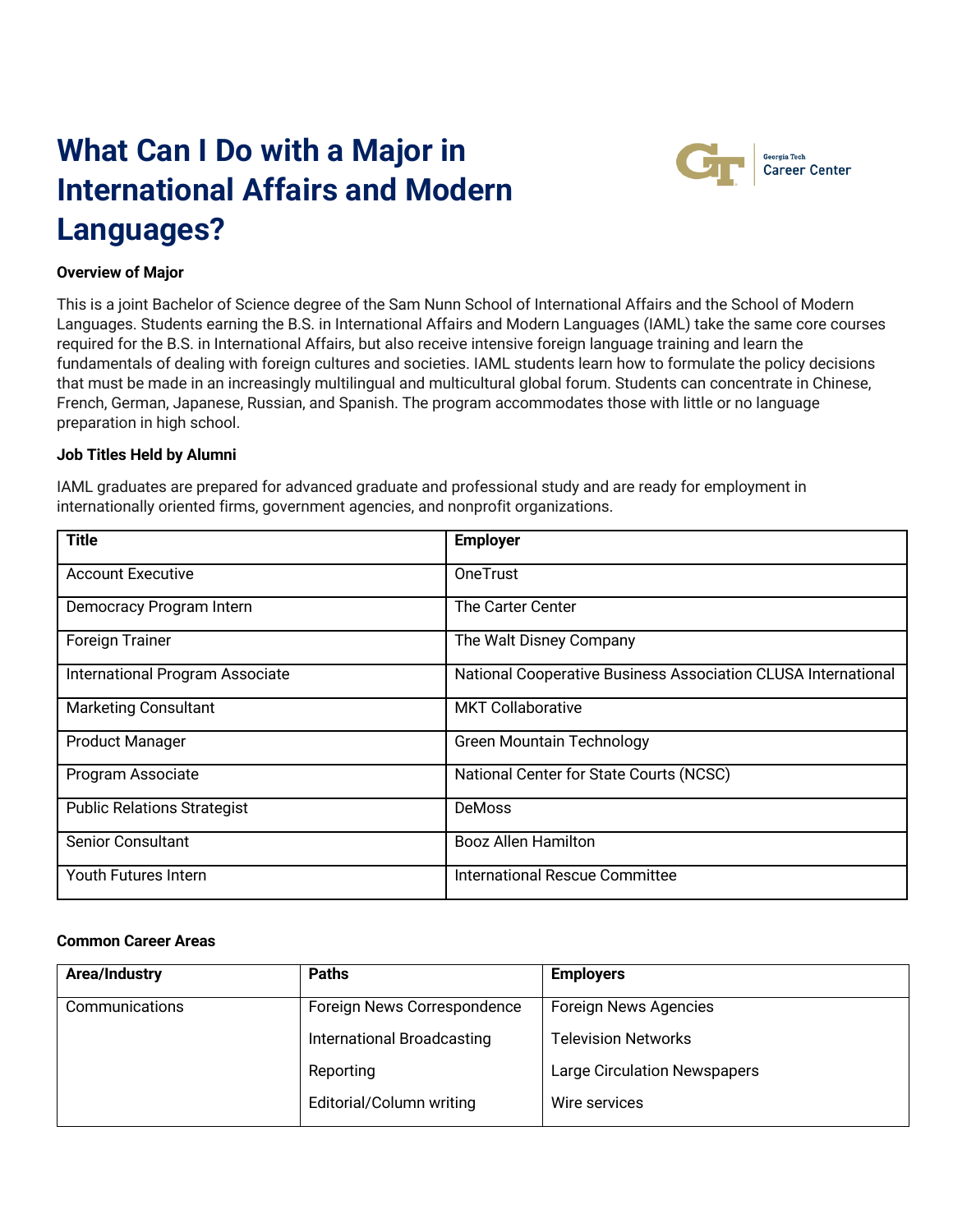# What Can I Do with a Major in International Affairs and Modern Languages?

**Overview of Major**

This is a joint Bachelor of Science degree of the Sam Nunn School of International Affairs and the School of Modern Languages. Students earning the B.S. in International Affairs and Modern Languages (IAML) take the same core courses required for the B.S. in International Affairs, but also receive intensive foreign language training and learn the fundamentals of dealing with foreign cultures and societies. IAML students learn how to formulate the policy decisions that must be made in an increasingly multilingual and multicultural global forum. Students can concentrate in Chinese, French, German, Japanese, Russian, and Spanish. The program accommodates those with little or no language preparation in high school.

**Job Titles Held by Alumni**

IAML graduates are prepared for advanced graduate and professional study and are ready for employment in internationally oriented firms, government agencies, and nonprofit organizations.

| Title | Employer |
|---|---|
| Account Executive | OneTrust |
| Democracy Program Intern | The Carter Center |
| Foreign Trainer | The Walt Disney Company |
| International Program Associate | National Cooperative Business Association CLUSA International |
| Marketing Consultant | MKT Collaborative |
| Product Manager | Green Mountain Technology |
| Program Associate | National Center for State Courts (NCSC) |
| Public Relations Strategist | DeMoss |
| Senior Consultant | Booz Allen Hamilton |
| Youth Futures Intern | International Rescue Committee |

**Common Career Areas**

| Area/Industry | Paths | Employers |
|---|---|---|
| Communications | Foreign News Correspondence<br>International Broadcasting<br>Reporting<br>Editorial/Column writing | Foreign News Agencies<br>Television Networks<br>Large Circulation Newspapers<br>Wire services |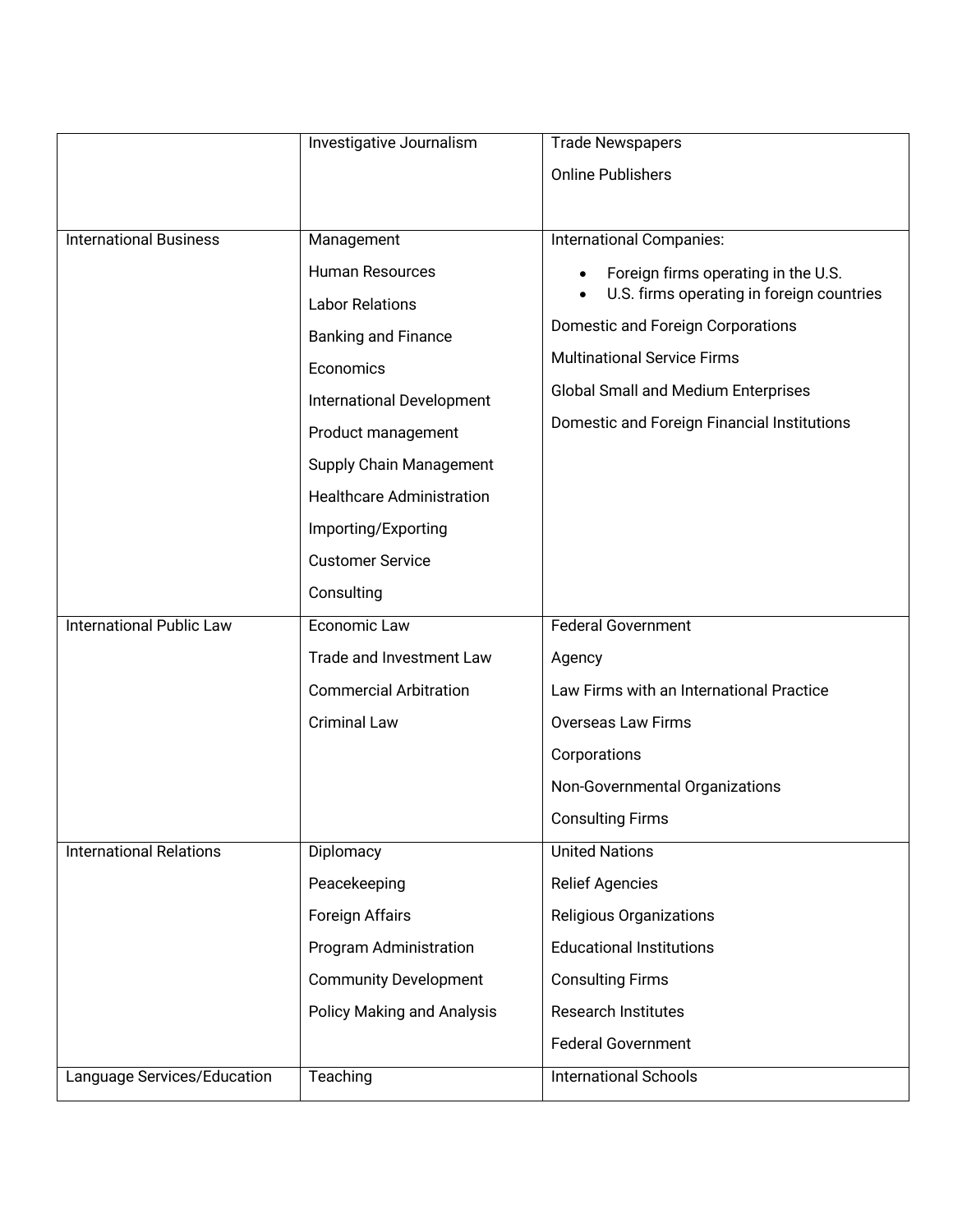| | | |
|---|---|---|
| | Investigative Journalism | Trade Newspapers<br><br>Online Publishers |
| International Business | Management<br><br>Human Resources<br><br>Labor Relations<br><br>Banking and Finance<br><br>Economics<br><br>International Development<br><br>Product management<br><br>Supply Chain Management<br><br>Healthcare Administration<br><br>Importing/Exporting<br><br>Customer Service<br><br>Consulting | International Companies:<br>• Foreign firms operating in the U.S.<br>• U.S. firms operating in foreign countries<br><br>Domestic and Foreign Corporations<br><br>Multinational Service Firms<br><br>Global Small and Medium Enterprises<br><br>Domestic and Foreign Financial Institutions |
| International Public Law | Economic Law<br><br>Trade and Investment Law<br><br>Commercial Arbitration<br><br>Criminal Law | Federal Government<br><br>Agency<br><br>Law Firms with an International Practice<br><br>Overseas Law Firms<br><br>Corporations<br><br>Non-Governmental Organizations<br><br>Consulting Firms |
| International Relations | Diplomacy<br><br>Peacekeeping<br><br>Foreign Affairs<br><br>Program Administration<br><br>Community Development<br><br>Policy Making and Analysis | United Nations<br><br>Relief Agencies<br><br>Religious Organizations<br><br>Educational Institutions<br><br>Consulting Firms<br><br>Research Institutes<br><br>Federal Government |
| Language Services/Education | Teaching | International Schools |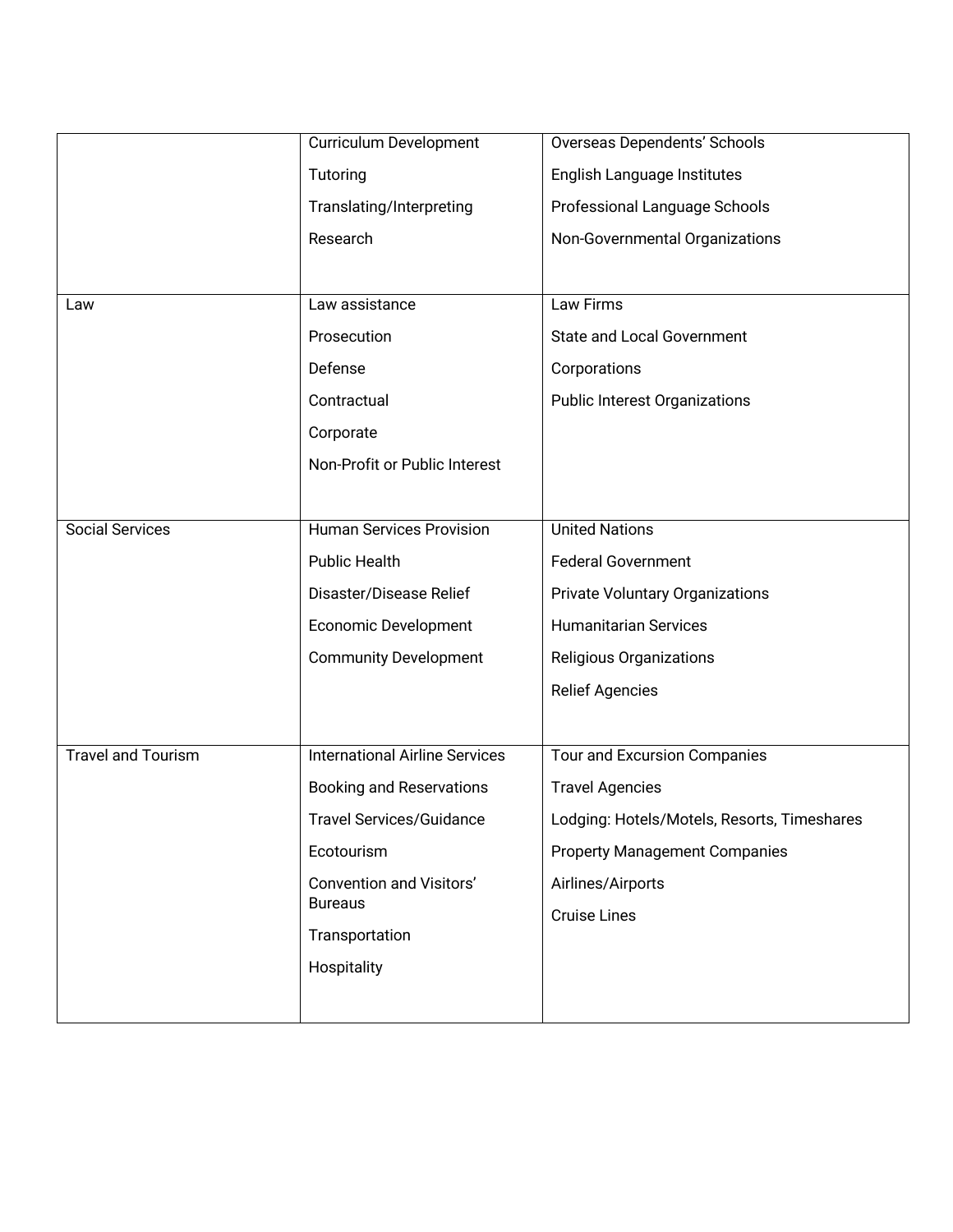| | | |
|---|---|---|
| | Curriculum Development<br>Tutoring<br>Translating/Interpreting<br>Research | Overseas Dependents' Schools<br>English Language Institutes<br>Professional Language Schools<br>Non-Governmental Organizations |
| Law | Law assistance<br>Prosecution<br>Defense<br>Contractual<br>Corporate<br>Non-Profit or Public Interest | Law Firms<br>State and Local Government<br>Corporations<br>Public Interest Organizations |
| Social Services | Human Services Provision<br>Public Health<br>Disaster/Disease Relief<br>Economic Development<br>Community Development | United Nations<br>Federal Government<br>Private Voluntary Organizations<br>Humanitarian Services<br>Religious Organizations<br>Relief Agencies |
| Travel and Tourism | International Airline Services<br>Booking and Reservations<br>Travel Services/Guidance<br>Ecotourism<br>Convention and Visitors' Bureaus<br>Transportation<br>Hospitality | Tour and Excursion Companies<br>Travel Agencies<br>Lodging: Hotels/Motels, Resorts, Timeshares<br>Property Management Companies<br>Airlines/Airports<br>Cruise Lines |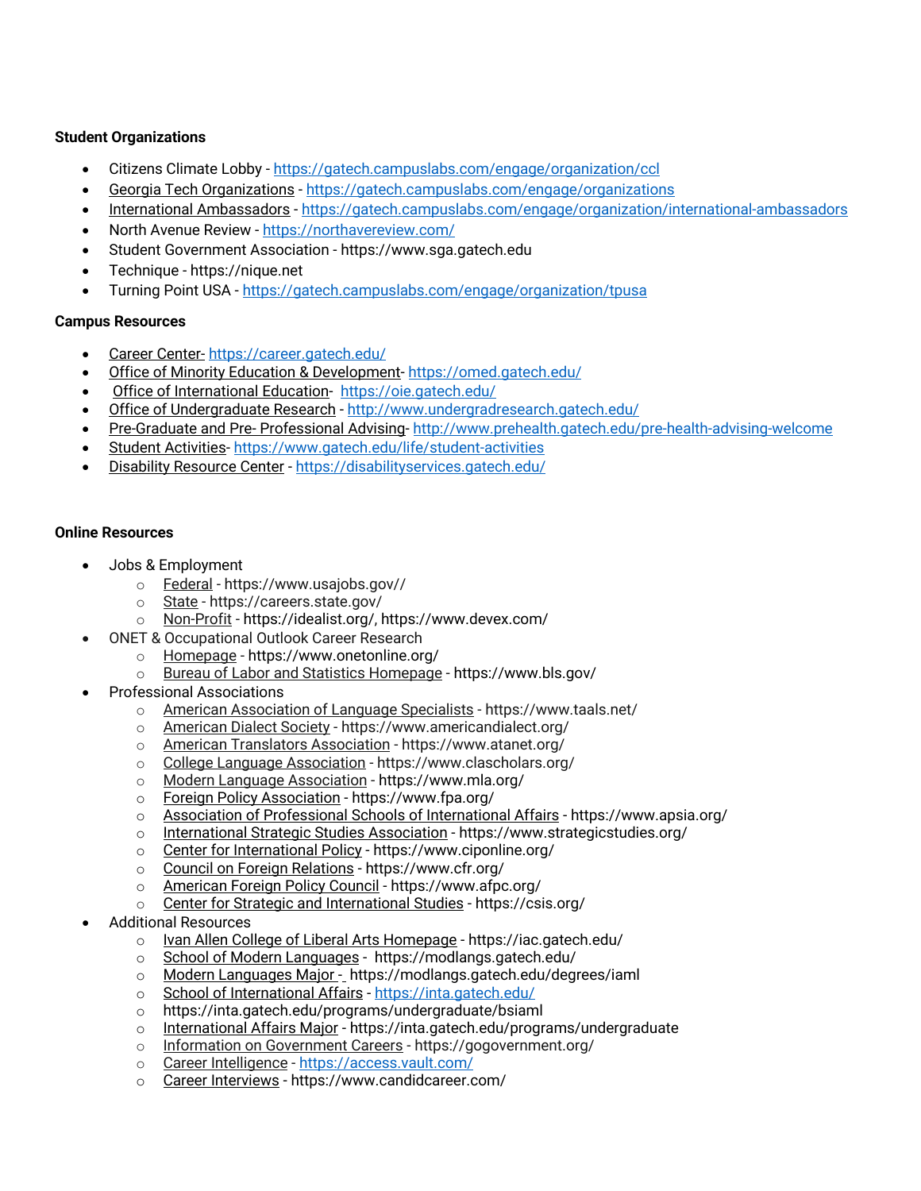**Student Organizations**

- Citizens Climate Lobby - https://gatech.campuslabs.com/engage/organization/ccl
- Georgia Tech Organizations - https://gatech.campuslabs.com/engage/organizations
- International Ambassadors - https://gatech.campuslabs.com/engage/organization/international-ambassadors
- North Avenue Review - https://northavereview.com/
- Student Government Association - https://www.sga.gatech.edu
- Technique - https://nique.net
- Turning Point USA - https://gatech.campuslabs.com/engage/organization/tpusa

**Campus Resources**

- Career Center- https://career.gatech.edu/
- Office of Minority Education & Development- https://omed.gatech.edu/
- Office of International Education- https://oie.gatech.edu/
- Office of Undergraduate Research - http://www.undergradresearch.gatech.edu/
- Pre-Graduate and Pre- Professional Advising- http://www.prehealth.gatech.edu/pre-health-advising-welcome
- Student Activities- https://www.gatech.edu/life/student-activities
- Disability Resource Center - https://disabilityservices.gatech.edu/

**Online Resources**

- Jobs & Employment
  - Federal - https://www.usajobs.gov//
  - State - https://careers.state.gov/
  - Non-Profit - https://idealist.org/, https://www.devex.com/
- ONET & Occupational Outlook Career Research
  - Homepage - https://www.onetonline.org/
  - Bureau of Labor and Statistics Homepage - https://www.bls.gov/
- Professional Associations
  - American Association of Language Specialists - https://www.taals.net/
  - American Dialect Society - https://www.americandialect.org/
  - American Translators Association - https://www.atanet.org/
  - College Language Association - https://www.clascholars.org/
  - Modern Language Association - https://www.mla.org/
  - Foreign Policy Association - https://www.fpa.org/
  - Association of Professional Schools of International Affairs - https://www.apsia.org/
  - International Strategic Studies Association - https://www.strategicstudies.org/
  - Center for International Policy - https://www.ciponline.org/
  - Council on Foreign Relations - https://www.cfr.org/
  - American Foreign Policy Council - https://www.afpc.org/
  - Center for Strategic and International Studies - https://csis.org/
- Additional Resources
  - Ivan Allen College of Liberal Arts Homepage - https://iac.gatech.edu/
  - School of Modern Languages - https://modlangs.gatech.edu/
  - Modern Languages Major - https://modlangs.gatech.edu/degrees/iaml
  - School of International Affairs - https://inta.gatech.edu/
  - https://inta.gatech.edu/programs/undergraduate/bsiaml
  - International Affairs Major - https://inta.gatech.edu/programs/undergraduate
  - Information on Government Careers - https://gogovernment.org/
  - Career Intelligence - https://access.vault.com/
  - Career Interviews - https://www.candidcareer.com/